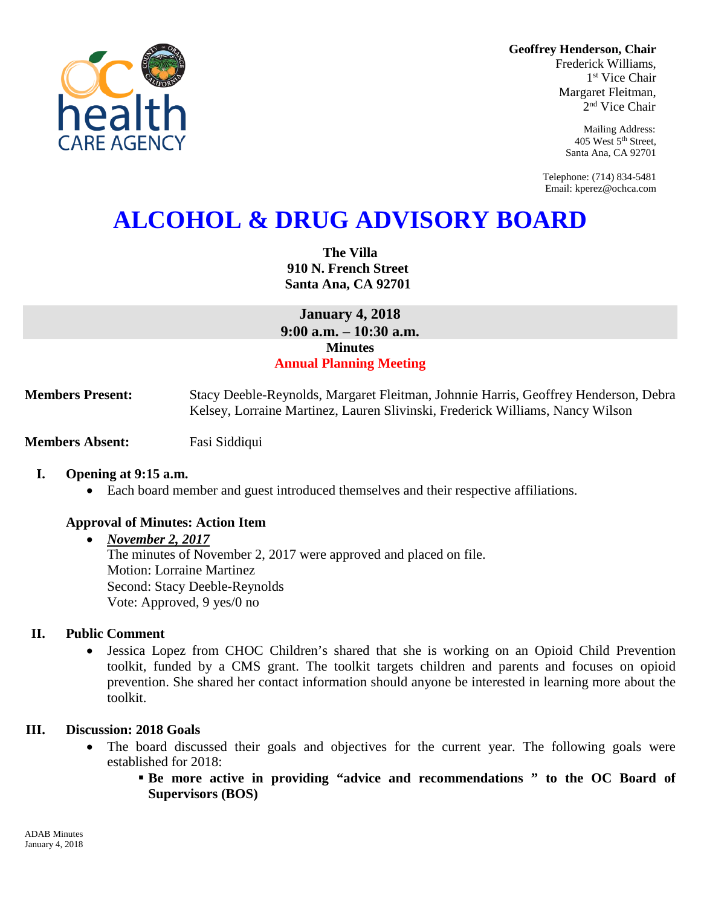**Geoffrey Henderson, Chair**
Frederick Williams,
1st Vice Chair
Margaret Fleitman,
2nd Vice Chair

Mailing Address:
405 West 5th Street,
Santa Ana, CA 92701

Telephone: (714) 834-5481
Email: kperez@ochca.com

# ALCOHOL & DRUG ADVISORY BOARD

**The Villa**
**910 N. French Street**
**Santa Ana, CA 92701**

**January 4, 2018**
**9:00 a.m. – 10:30 a.m.**
**Minutes**
**Annual Planning Meeting**

**Members Present:** Stacy Deeble-Reynolds, Margaret Fleitman, Johnnie Harris, Geoffrey Henderson, Debra Kelsey, Lorraine Martinez, Lauren Slivinski, Frederick Williams, Nancy Wilson

**Members Absent:** Fasi Siddiqui

## I. Opening at 9:15 a.m.

- Each board member and guest introduced themselves and their respective affiliations.

### Approval of Minutes: Action Item

- ***November 2, 2017***
  The minutes of November 2, 2017 were approved and placed on file.
  Motion: Lorraine Martinez
  Second: Stacy Deeble-Reynolds
  Vote: Approved, 9 yes/0 no

## II. Public Comment

- Jessica Lopez from CHOC Children's shared that she is working on an Opioid Child Prevention toolkit, funded by a CMS grant. The toolkit targets children and parents and focuses on opioid prevention. She shared her contact information should anyone be interested in learning more about the toolkit.

## III. Discussion: 2018 Goals

- The board discussed their goals and objectives for the current year. The following goals were established for 2018:
  - **Be more active in providing "advice and recommendations " to the OC Board of Supervisors (BOS)**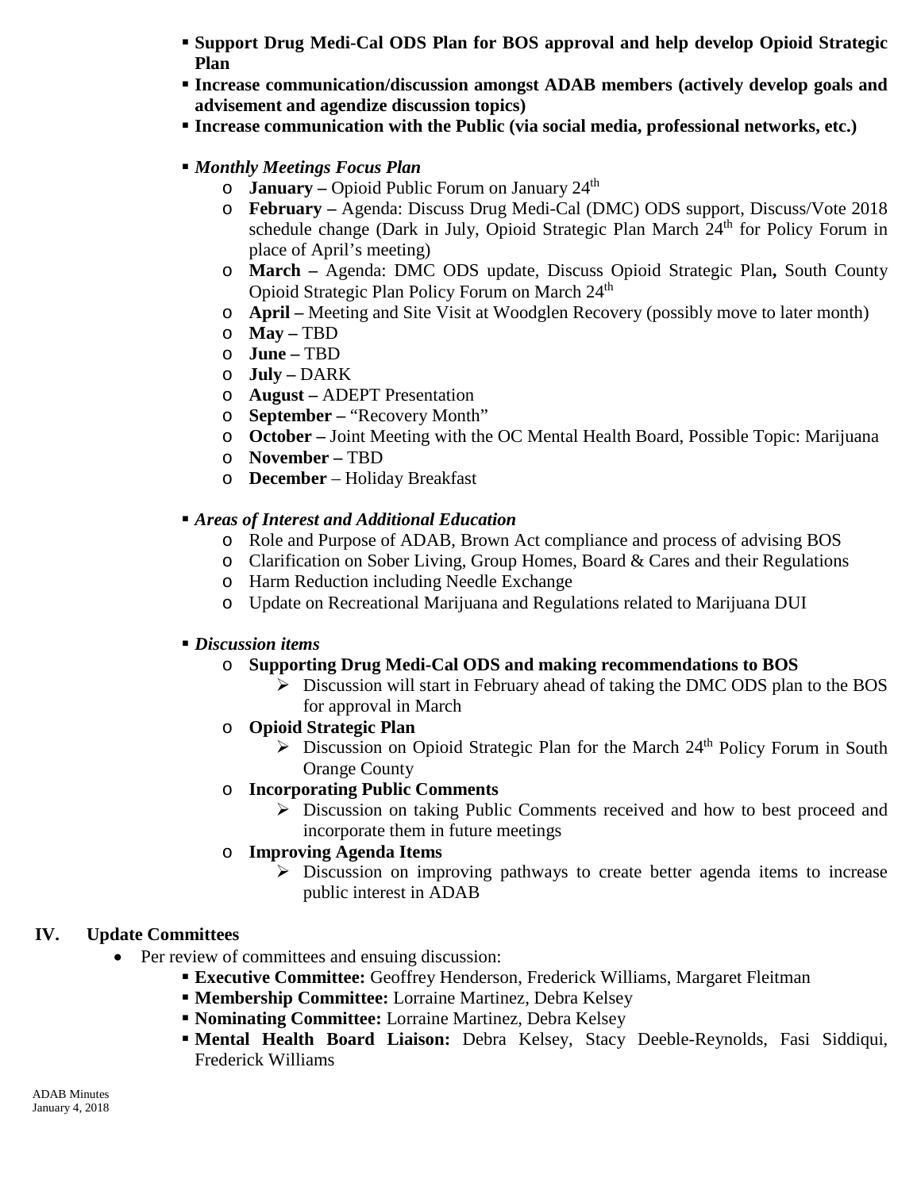- **Support Drug Medi-Cal ODS Plan for BOS approval and help develop Opioid Strategic Plan**
- **Increase communication/discussion amongst ADAB members (actively develop goals and advisement and agendize discussion topics)**
- **Increase communication with the Public (via social media, professional networks, etc.)**

- ***Monthly Meetings Focus Plan***
  - **January –** Opioid Public Forum on January 24th
  - **February –** Agenda: Discuss Drug Medi-Cal (DMC) ODS support, Discuss/Vote 2018 schedule change (Dark in July, Opioid Strategic Plan March 24th for Policy Forum in place of April's meeting)
  - **March –** Agenda: DMC ODS update, Discuss Opioid Strategic Plan**,** South County Opioid Strategic Plan Policy Forum on March 24th
  - **April –** Meeting and Site Visit at Woodglen Recovery (possibly move to later month)
  - **May –** TBD
  - **June –** TBD
  - **July –** DARK
  - **August –** ADEPT Presentation
  - **September –** "Recovery Month"
  - **October –** Joint Meeting with the OC Mental Health Board, Possible Topic: Marijuana
  - **November –** TBD
  - **December** – Holiday Breakfast

- ***Areas of Interest and Additional Education***
  - Role and Purpose of ADAB, Brown Act compliance and process of advising BOS
  - Clarification on Sober Living, Group Homes, Board & Cares and their Regulations
  - Harm Reduction including Needle Exchange
  - Update on Recreational Marijuana and Regulations related to Marijuana DUI

- ***Discussion items***
  - **Supporting Drug Medi-Cal ODS and making recommendations to BOS**
    - Discussion will start in February ahead of taking the DMC ODS plan to the BOS for approval in March
  - **Opioid Strategic Plan**
    - Discussion on Opioid Strategic Plan for the March 24th Policy Forum in South Orange County
  - **Incorporating Public Comments**
    - Discussion on taking Public Comments received and how to best proceed and incorporate them in future meetings
  - **Improving Agenda Items**
    - Discussion on improving pathways to create better agenda items to increase public interest in ADAB

## IV. Update Committees

- Per review of committees and ensuing discussion:
  - **Executive Committee:** Geoffrey Henderson, Frederick Williams, Margaret Fleitman
  - **Membership Committee:** Lorraine Martinez, Debra Kelsey
  - **Nominating Committee:** Lorraine Martinez, Debra Kelsey
  - **Mental Health Board Liaison:** Debra Kelsey, Stacy Deeble-Reynolds, Fasi Siddiqui, Frederick Williams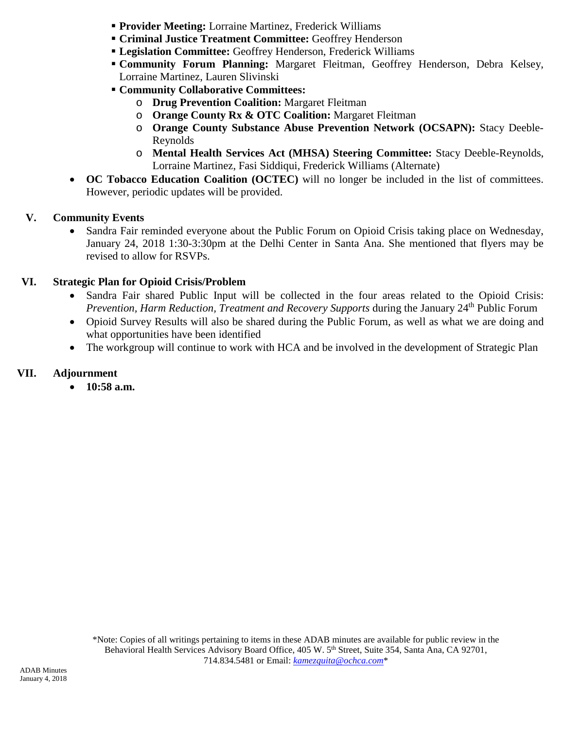- **Provider Meeting:** Lorraine Martinez, Frederick Williams
- **Criminal Justice Treatment Committee:** Geoffrey Henderson
- **Legislation Committee:** Geoffrey Henderson, Frederick Williams
- **Community Forum Planning:** Margaret Fleitman, Geoffrey Henderson, Debra Kelsey, Lorraine Martinez, Lauren Slivinski
- **Community Collaborative Committees:**
  - **Drug Prevention Coalition:** Margaret Fleitman
  - **Orange County Rx & OTC Coalition:** Margaret Fleitman
  - **Orange County Substance Abuse Prevention Network (OCSAPN):** Stacy Deeble-Reynolds
  - **Mental Health Services Act (MHSA) Steering Committee:** Stacy Deeble-Reynolds, Lorraine Martinez, Fasi Siddiqui, Frederick Williams (Alternate)

- **OC Tobacco Education Coalition (OCTEC)** will no longer be included in the list of committees. However, periodic updates will be provided.

## V. Community Events

- Sandra Fair reminded everyone about the Public Forum on Opioid Crisis taking place on Wednesday, January 24, 2018 1:30-3:30pm at the Delhi Center in Santa Ana. She mentioned that flyers may be revised to allow for RSVPs.

## VI. Strategic Plan for Opioid Crisis/Problem

- Sandra Fair shared Public Input will be collected in the four areas related to the Opioid Crisis: *Prevention, Harm Reduction, Treatment and Recovery Supports* during the January 24th Public Forum
- Opioid Survey Results will also be shared during the Public Forum, as well as what we are doing and what opportunities have been identified
- The workgroup will continue to work with HCA and be involved in the development of Strategic Plan

## VII. Adjournment

- **10:58 a.m.**

*Note: Copies of all writings pertaining to items in these ADAB minutes are available for public review in the Behavioral Health Services Advisory Board Office, 405 W. 5th Street, Suite 354, Santa Ana, CA 92701, 714.834.5481 or Email: *kamezquita@ochca.com**